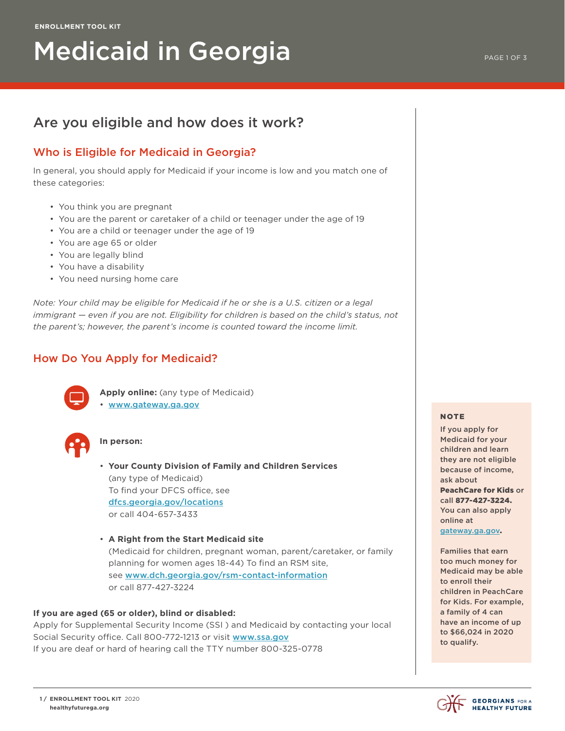ENROLLMENT TOOL KIT

# Medicaid in Georgia

## Are you eligible and how does it work?

### Who is Eligible for Medicaid in Georgia?

In general, you should apply for Medicaid if your income is low and you match one of these categories:

- You think you are pregnant
- You are the parent or caretaker of a child or teenager under the age of 19
- You are a child or teenager under the age of 19
- You are age 65 or older
- You are legally blind
- You have a disability
- You need nursing home care

*Note: Your child may be eligible for Medicaid if he or she is a U.S. citizen or a legal immigrant — even if you are not. Eligibility for children is based on the child's status, not the parent's; however, the parent's income is counted toward the income limit.*

### How Do You Apply for Medicaid?

**Apply online:** (any type of Medicaid)

- www.gateway.ga.gov

**In person:**

- **Your County Division of Family and Children Services**
  (any type of Medicaid)
  To find your DFCS office, see dfcs.georgia.gov/locations
  or call 404-657-3433

- **A Right from the Start Medicaid site**
  (Medicaid for children, pregnant woman, parent/caretaker, or family planning for women ages 18-44) To find an RSM site, see www.dch.georgia.gov/rsm-contact-information
  or call 877-427-3224

**If you are aged (65 or older), blind or disabled:**
Apply for Supplemental Security Income (SSI ) and Medicaid by contacting your local Social Security office. Call 800-772-1213 or visit www.ssa.gov
If you are deaf or hard of hearing call the TTY number 800-325-0778

**NOTE**

If you apply for Medicaid for your children and learn they are not eligible because of income, ask about **PeachCare for Kids** or call **877-427-3224.** You can also apply online at gateway.ga.gov.

Families that earn too much money for Medicaid may be able to enroll their children in PeachCare for Kids. For example, a family of 4 can have an income of up to $66,024 in 2020 to qualify.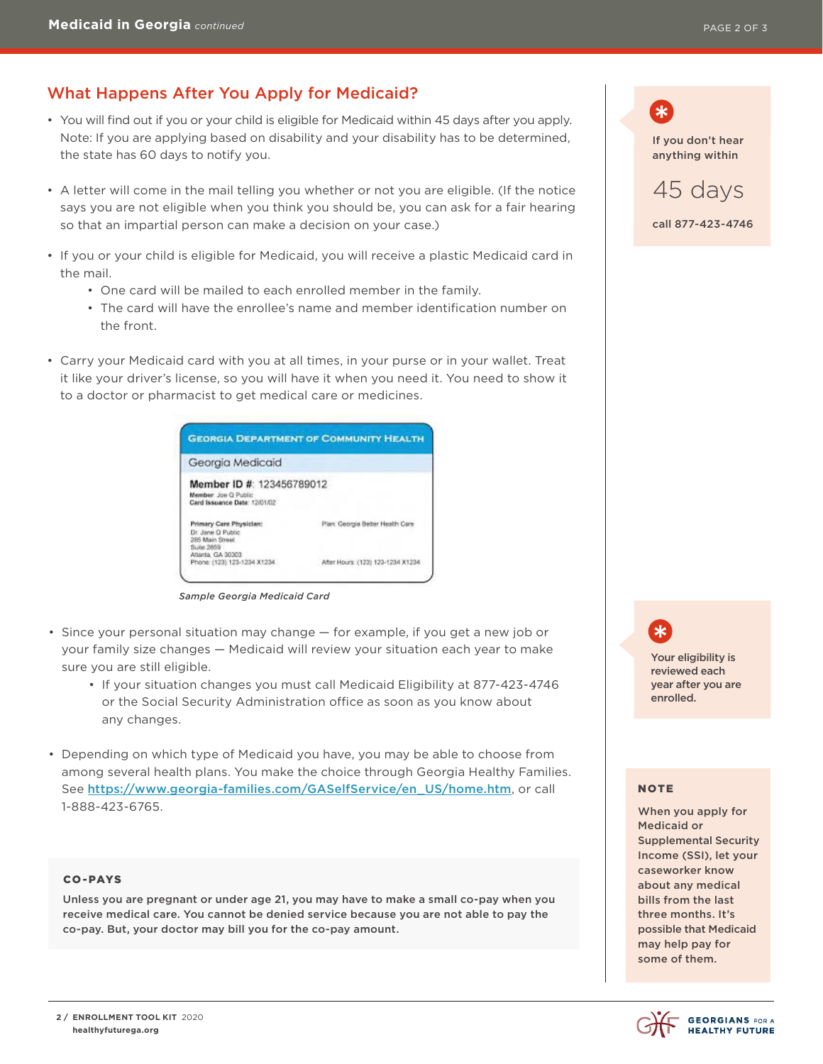## What Happens After You Apply for Medicaid?

- You will find out if you or your child is eligible for Medicaid within 45 days after you apply. Note: If you are applying based on disability and your disability has to be determined, the state has 60 days to notify you.
- A letter will come in the mail telling you whether or not you are eligible. (If the notice says you are not eligible when you think you should be, you can ask for a fair hearing so that an impartial person can make a decision on your case.)
- If you or your child is eligible for Medicaid, you will receive a plastic Medicaid card in the mail.
  - One card will be mailed to each enrolled member in the family.
  - The card will have the enrollee's name and member identification number on the front.
- Carry your Medicaid card with you at all times, in your purse or in your wallet. Treat it like your driver's license, so you will have it when you need it. You need to show it to a doctor or pharmacist to get medical care or medicines.

GEORGIA DEPARTMENT OF COMMUNITY HEALTH

Georgia Medicaid

**Member ID #:** 123456789012
Member: Joe Q Public
Card Issuance Date: 12/01/02

**Primary Care Physician:**
Dr. Jane Q Public
285 Main Street
Suite 2859
Atlanta, GA 30303
Phone: (123) 123-1234 X1234

Plan: Georgia Better Health Care

After Hours: (123) 123-1234 X1234

*Sample Georgia Medicaid Card*

- Since your personal situation may change — for example, if you get a new job or your family size changes — Medicaid will review your situation each year to make sure you are still eligible.
  - If your situation changes you must call Medicaid Eligibility at 877-423-4746 or the Social Security Administration office as soon as you know about any changes.
- Depending on which type of Medicaid you have, you may be able to choose from among several health plans. You make the choice through Georgia Healthy Families. See https://www.georgia-families.com/GASelfService/en_US/home.htm, or call 1-888-423-6765.

### CO-PAYS

**Unless you are pregnant or under age 21, you may have to make a small co-pay when you receive medical care. You cannot be denied service because you are not able to pay the co-pay. But, your doctor may bill you for the co-pay amount.**

**If you don't hear anything within**

45 days

**call 877-423-4746**

**Your eligibility is reviewed each year after you are enrolled.**

### NOTE

**When you apply for Medicaid or Supplemental Security Income (SSI), let your caseworker know about any medical bills from the last three months. It's possible that Medicaid may help pay for some of them.**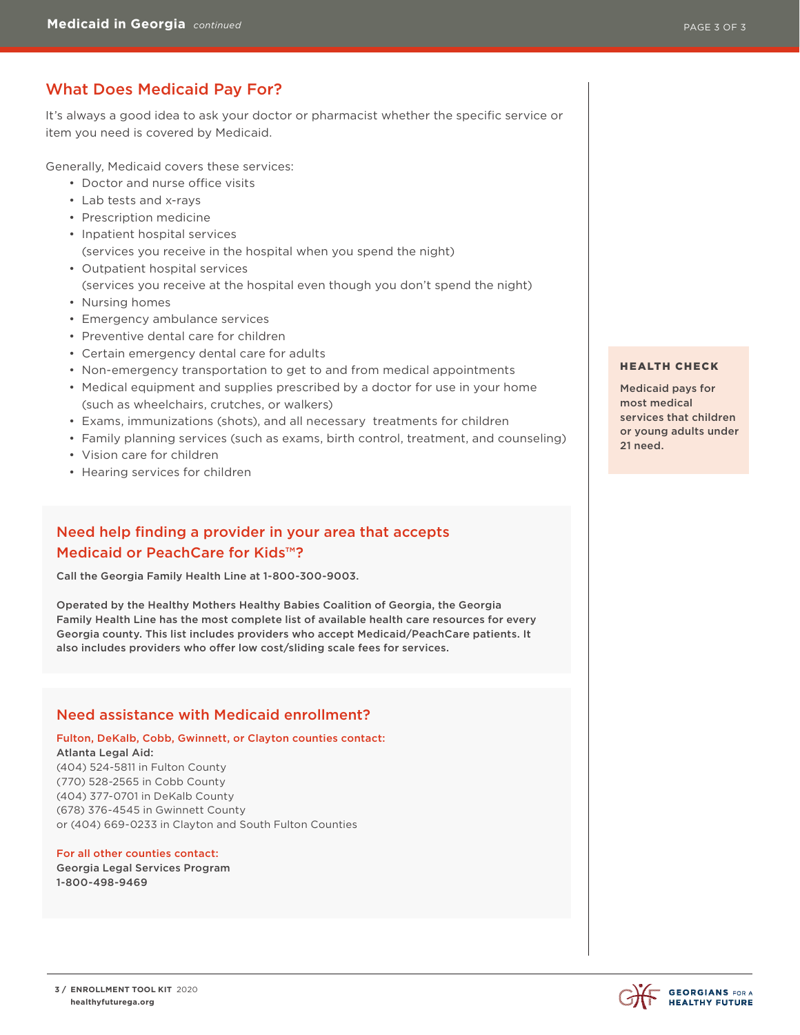## What Does Medicaid Pay For?

It's always a good idea to ask your doctor or pharmacist whether the specific service or item you need is covered by Medicaid.

Generally, Medicaid covers these services:

- Doctor and nurse office visits
- Lab tests and x-rays
- Prescription medicine
- Inpatient hospital services (services you receive in the hospital when you spend the night)
- Outpatient hospital services (services you receive at the hospital even though you don't spend the night)
- Nursing homes
- Emergency ambulance services
- Preventive dental care for children
- Certain emergency dental care for adults
- Non-emergency transportation to get to and from medical appointments
- Medical equipment and supplies prescribed by a doctor for use in your home (such as wheelchairs, crutches, or walkers)
- Exams, immunizations (shots), and all necessary treatments for children
- Family planning services (such as exams, birth control, treatment, and counseling)
- Vision care for children
- Hearing services for children

**HEALTH CHECK**

**Medicaid pays for most medical services that children or young adults under 21 need.**

### Need help finding a provider in your area that accepts Medicaid or PeachCare for Kids™?

**Call the Georgia Family Health Line at 1-800-300-9003.**

**Operated by the Healthy Mothers Healthy Babies Coalition of Georgia, the Georgia Family Health Line has the most complete list of available health care resources for every Georgia county. This list includes providers who accept Medicaid/PeachCare patients. It also includes providers who offer low cost/sliding scale fees for services.**

### Need assistance with Medicaid enrollment?

**Fulton, DeKalb, Cobb, Gwinnett, or Clayton counties contact:**

**Atlanta Legal Aid:**
(404) 524-5811 in Fulton County
(770) 528-2565 in Cobb County
(404) 377-0701 in DeKalb County
(678) 376-4545 in Gwinnett County
or (404) 669-0233 in Clayton and South Fulton Counties

**For all other counties contact:**

**Georgia Legal Services Program**
**1-800-498-9469**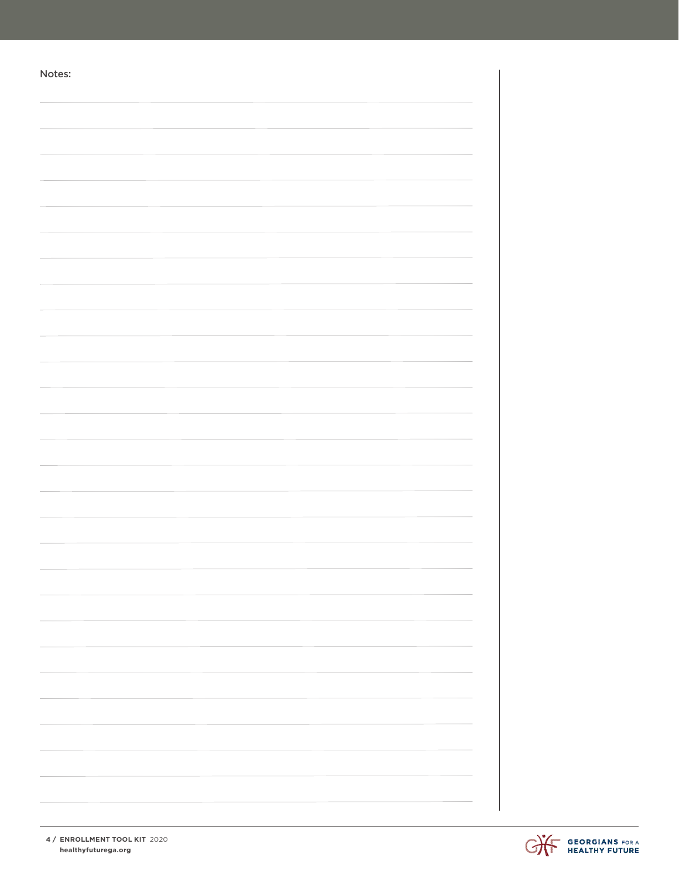Notes: